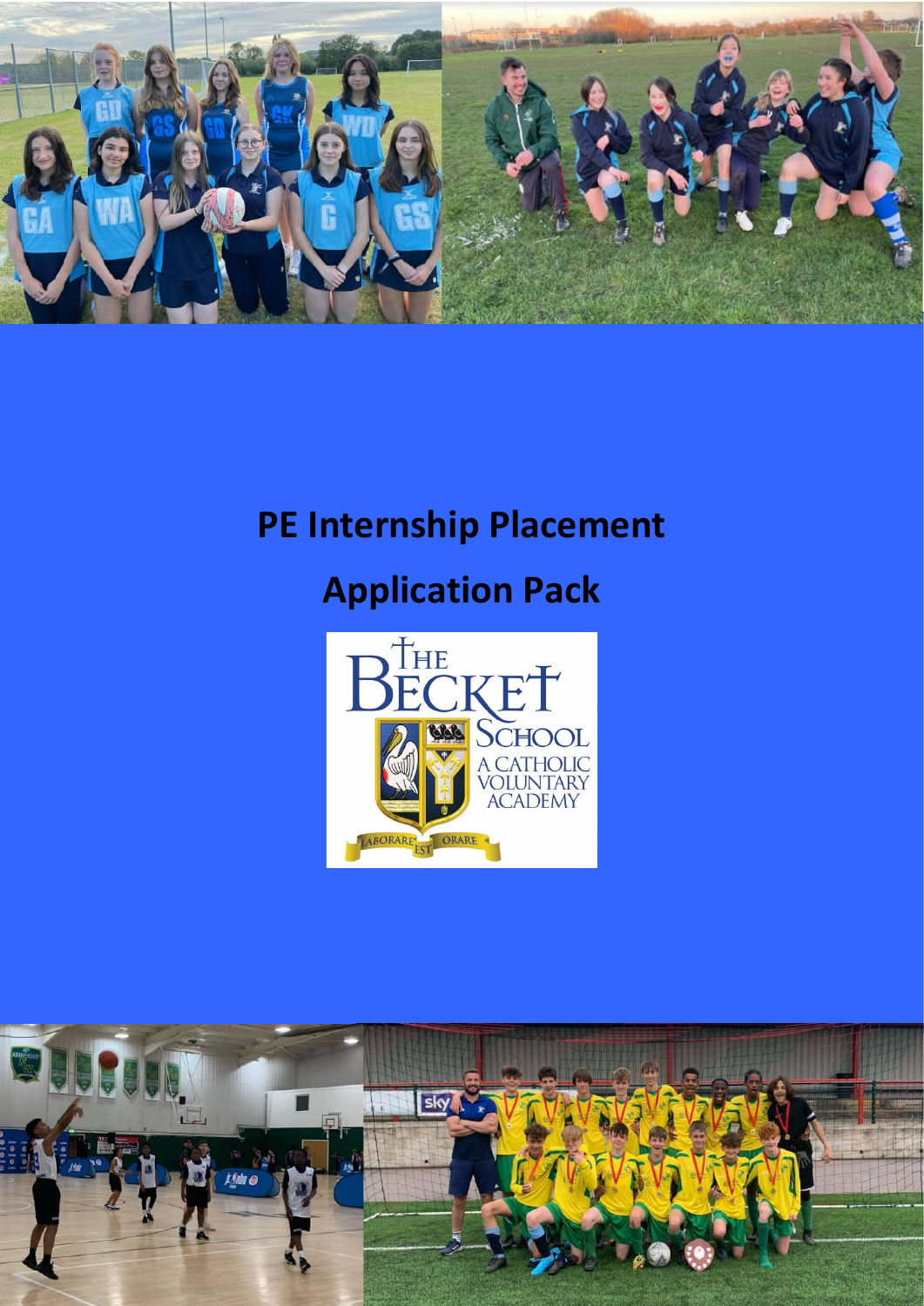# PE Internship Placement

# Application Pack

The Becket School

A Catholic Voluntary Academy

Laborare Est Orare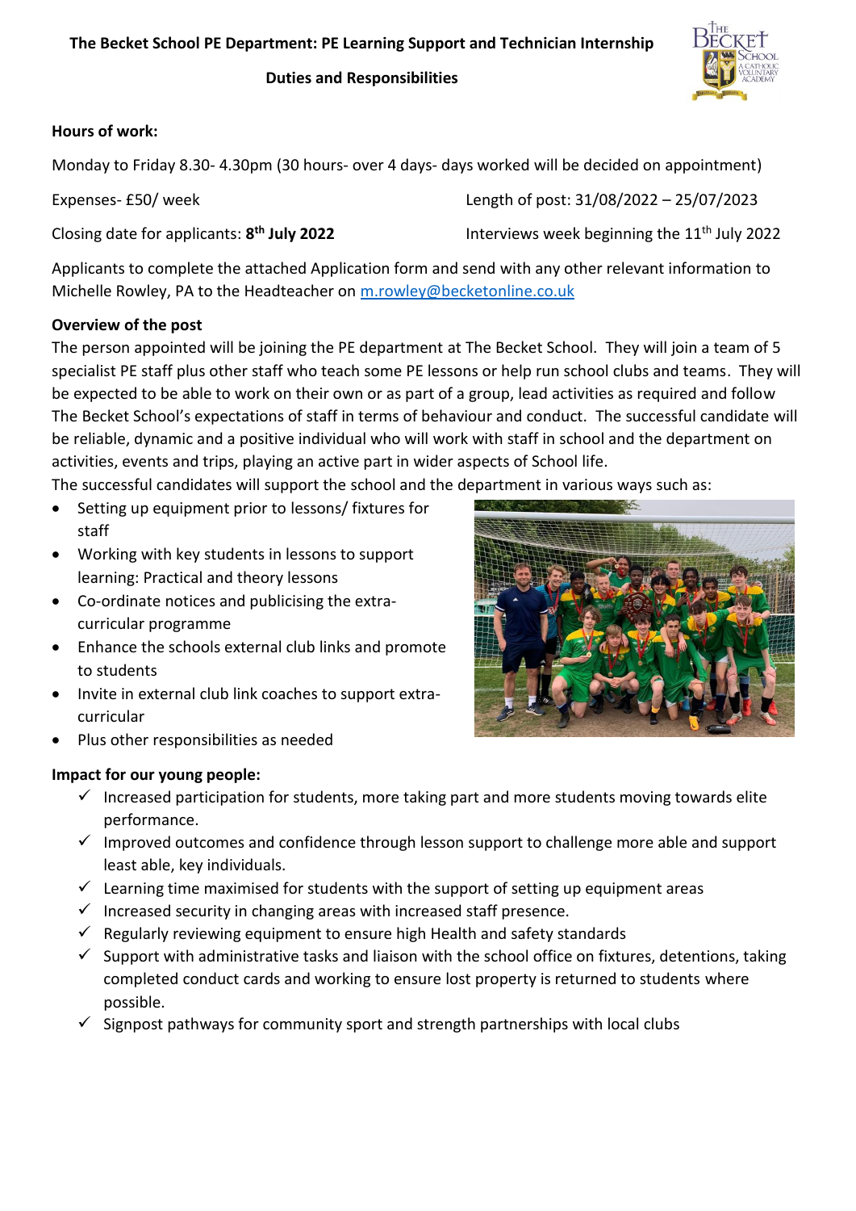# The Becket School PE Department: PE Learning Support and Technician Internship

## Duties and Responsibilities

**Hours of work:**

Monday to Friday 8.30- 4.30pm (30 hours- over 4 days- days worked will be decided on appointment)

Expenses- £50/ week

Length of post: 31/08/2022 – 25/07/2023

Closing date for applicants: **8th July 2022**

Interviews week beginning the 11th July 2022

Applicants to complete the attached Application form and send with any other relevant information to Michelle Rowley, PA to the Headteacher on [m.rowley@becketonline.co.uk](mailto:m.rowley@becketonline.co.uk)

**Overview of the post**

The person appointed will be joining the PE department at The Becket School. They will join a team of 5 specialist PE staff plus other staff who teach some PE lessons or help run school clubs and teams. They will be expected to be able to work on their own or as part of a group, lead activities as required and follow The Becket School's expectations of staff in terms of behaviour and conduct. The successful candidate will be reliable, dynamic and a positive individual who will work with staff in school and the department on activities, events and trips, playing an active part in wider aspects of School life.

The successful candidates will support the school and the department in various ways such as:

- Setting up equipment prior to lessons/ fixtures for staff
- Working with key students in lessons to support learning: Practical and theory lessons
- Co-ordinate notices and publicising the extra-curricular programme
- Enhance the schools external club links and promote to students
- Invite in external club link coaches to support extra-curricular
- Plus other responsibilities as needed

**Impact for our young people:**

- ✓ Increased participation for students, more taking part and more students moving towards elite performance.
- ✓ Improved outcomes and confidence through lesson support to challenge more able and support least able, key individuals.
- ✓ Learning time maximised for students with the support of setting up equipment areas
- ✓ Increased security in changing areas with increased staff presence.
- ✓ Regularly reviewing equipment to ensure high Health and safety standards
- ✓ Support with administrative tasks and liaison with the school office on fixtures, detentions, taking completed conduct cards and working to ensure lost property is returned to students where possible.
- ✓ Signpost pathways for community sport and strength partnerships with local clubs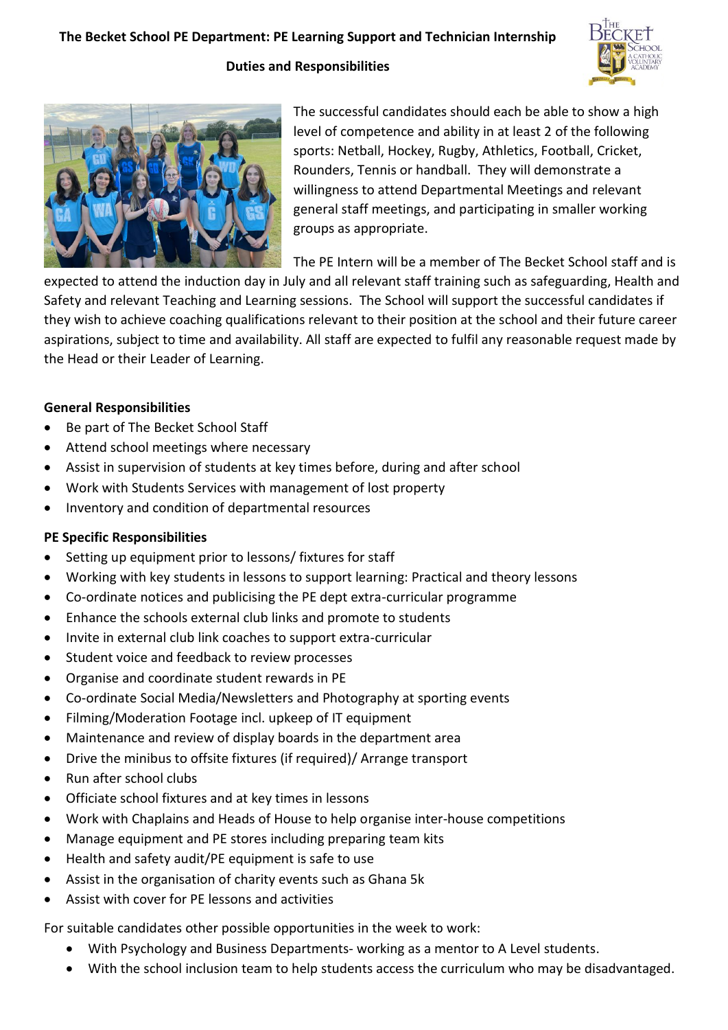# The Becket School PE Department: PE Learning Support and Technician Internship

## Duties and Responsibilities

The successful candidates should each be able to show a high level of competence and ability in at least 2 of the following sports: Netball, Hockey, Rugby, Athletics, Football, Cricket, Rounders, Tennis or handball. They will demonstrate a willingness to attend Departmental Meetings and relevant general staff meetings, and participating in smaller working groups as appropriate.

The PE Intern will be a member of The Becket School staff and is expected to attend the induction day in July and all relevant staff training such as safeguarding, Health and Safety and relevant Teaching and Learning sessions. The School will support the successful candidates if they wish to achieve coaching qualifications relevant to their position at the school and their future career aspirations, subject to time and availability. All staff are expected to fulfil any reasonable request made by the Head or their Leader of Learning.

**General Responsibilities**

- Be part of The Becket School Staff
- Attend school meetings where necessary
- Assist in supervision of students at key times before, during and after school
- Work with Students Services with management of lost property
- Inventory and condition of departmental resources

**PE Specific Responsibilities**

- Setting up equipment prior to lessons/ fixtures for staff
- Working with key students in lessons to support learning: Practical and theory lessons
- Co-ordinate notices and publicising the PE dept extra-curricular programme
- Enhance the schools external club links and promote to students
- Invite in external club link coaches to support extra-curricular
- Student voice and feedback to review processes
- Organise and coordinate student rewards in PE
- Co-ordinate Social Media/Newsletters and Photography at sporting events
- Filming/Moderation Footage incl. upkeep of IT equipment
- Maintenance and review of display boards in the department area
- Drive the minibus to offsite fixtures (if required)/ Arrange transport
- Run after school clubs
- Officiate school fixtures and at key times in lessons
- Work with Chaplains and Heads of House to help organise inter-house competitions
- Manage equipment and PE stores including preparing team kits
- Health and safety audit/PE equipment is safe to use
- Assist in the organisation of charity events such as Ghana 5k
- Assist with cover for PE lessons and activities

For suitable candidates other possible opportunities in the week to work:

- With Psychology and Business Departments- working as a mentor to A Level students.
- With the school inclusion team to help students access the curriculum who may be disadvantaged.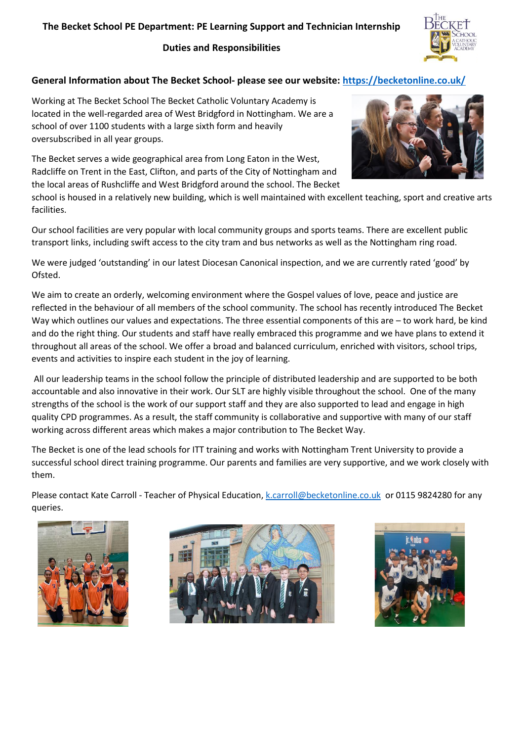**The Becket School PE Department: PE Learning Support and Technician Internship**

**Duties and Responsibilities**

## General Information about The Becket School- please see our website: [https://becketonline.co.uk/](https://becketonline.co.uk/)

Working at The Becket School The Becket Catholic Voluntary Academy is located in the well-regarded area of West Bridgford in Nottingham. We are a school of over 1100 students with a large sixth form and heavily oversubscribed in all year groups.

The Becket serves a wide geographical area from Long Eaton in the West, Radcliffe on Trent in the East, Clifton, and parts of the City of Nottingham and the local areas of Rushcliffe and West Bridgford around the school. The Becket school is housed in a relatively new building, which is well maintained with excellent teaching, sport and creative arts facilities.

Our school facilities are very popular with local community groups and sports teams. There are excellent public transport links, including swift access to the city tram and bus networks as well as the Nottingham ring road.

We were judged 'outstanding' in our latest Diocesan Canonical inspection, and we are currently rated 'good' by Ofsted.

We aim to create an orderly, welcoming environment where the Gospel values of love, peace and justice are reflected in the behaviour of all members of the school community. The school has recently introduced The Becket Way which outlines our values and expectations. The three essential components of this are – to work hard, be kind and do the right thing. Our students and staff have really embraced this programme and we have plans to extend it throughout all areas of the school. We offer a broad and balanced curriculum, enriched with visitors, school trips, events and activities to inspire each student in the joy of learning.

All our leadership teams in the school follow the principle of distributed leadership and are supported to be both accountable and also innovative in their work. Our SLT are highly visible throughout the school. One of the many strengths of the school is the work of our support staff and they are also supported to lead and engage in high quality CPD programmes. As a result, the staff community is collaborative and supportive with many of our staff working across different areas which makes a major contribution to The Becket Way.

The Becket is one of the lead schools for ITT training and works with Nottingham Trent University to provide a successful school direct training programme. Our parents and families are very supportive, and we work closely with them.

Please contact Kate Carroll - Teacher of Physical Education, [k.carroll@becketonline.co.uk](mailto:k.carroll@becketonline.co.uk) or 0115 9824280 for any queries.